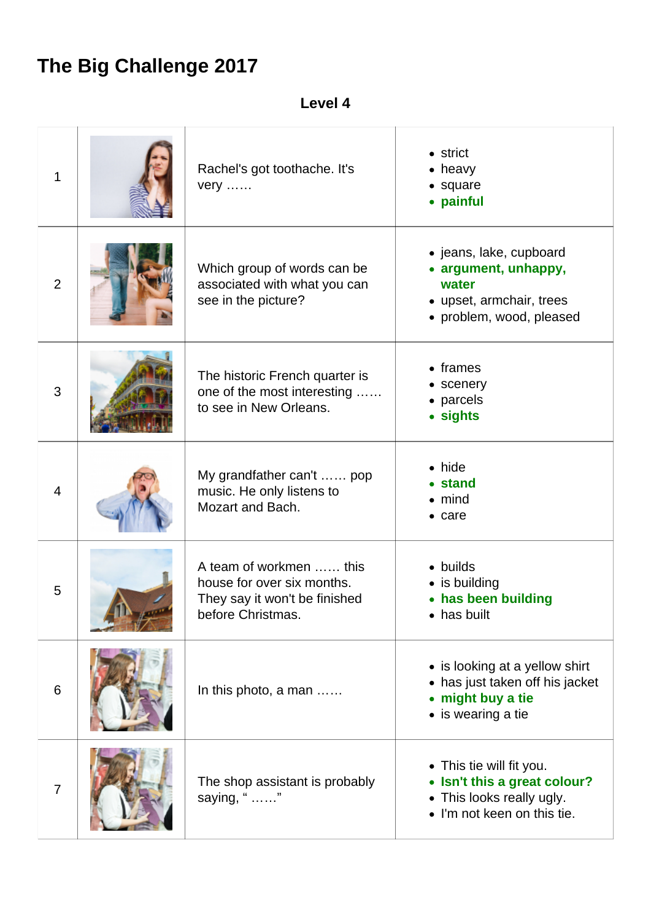# The Big Challenge 2017

**Level 4**

| | | | |
|---|---|---|---|
| 1 | | Rachel's got toothache. It's very …… | • strict<br>• heavy<br>• square<br>• **painful** |
| 2 | | Which group of words can be associated with what you can see in the picture? | • jeans, lake, cupboard<br>• **argument, unhappy, water**<br>• upset, armchair, trees<br>• problem, wood, pleased |
| 3 | | The historic French quarter is one of the most interesting …… to see in New Orleans. | • frames<br>• scenery<br>• parcels<br>• **sights** |
| 4 | | My grandfather can't …… pop music. He only listens to Mozart and Bach. | • hide<br>• **stand**<br>• mind<br>• care |
| 5 | | A team of workmen …… this house for over six months. They say it won't be finished before Christmas. | • builds<br>• is building<br>• **has been building**<br>• has built |
| 6 | | In this photo, a man …… | • is looking at a yellow shirt<br>• has just taken off his jacket<br>• **might buy a tie**<br>• is wearing a tie |
| 7 | | The shop assistant is probably saying, " ……" | • This tie will fit you.<br>• **Isn't this a great colour?**<br>• This looks really ugly.<br>• I'm not keen on this tie. |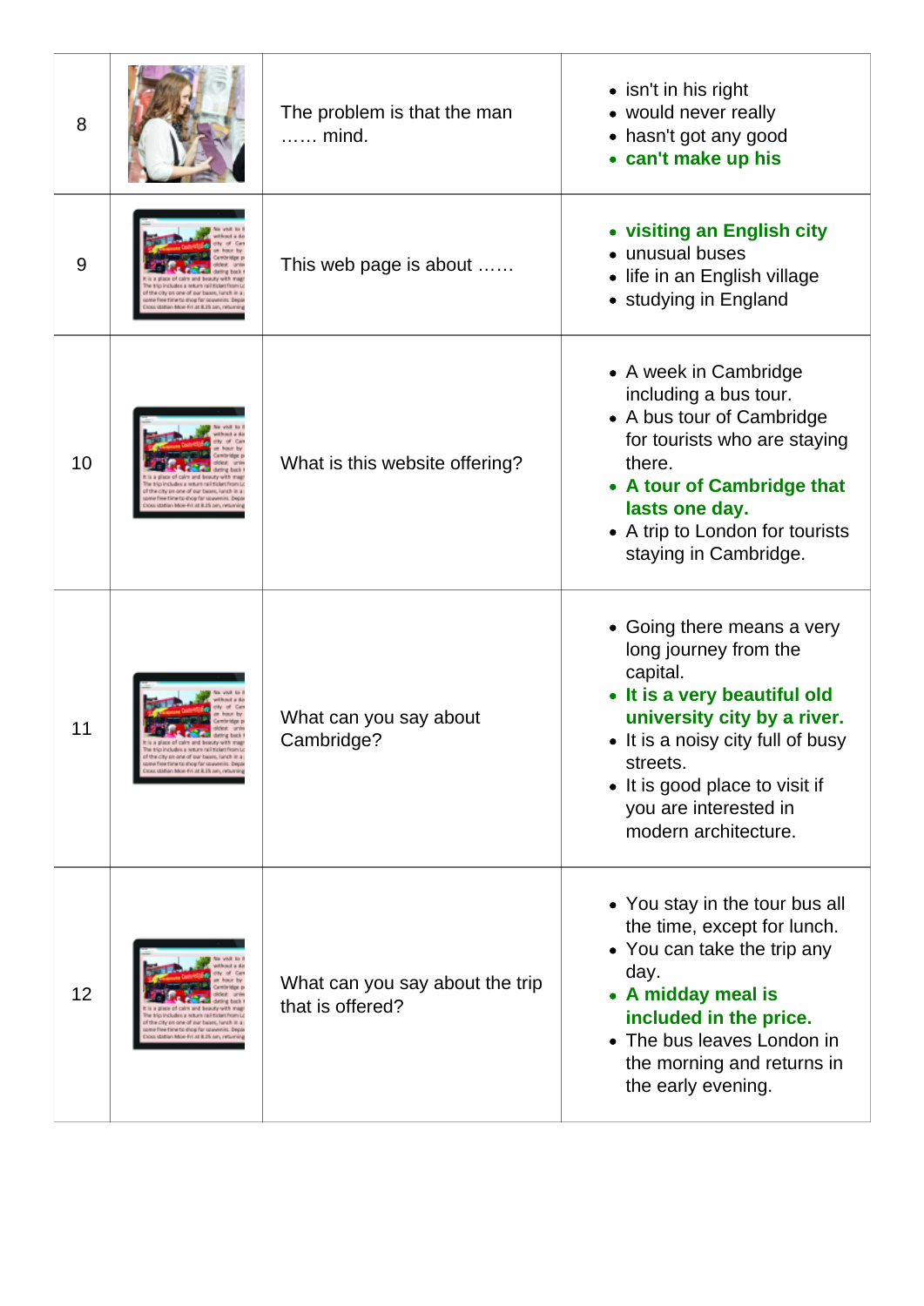| | | | |
|---|---|---|---|
| 8 | | The problem is that the man …… mind. | • isn't in his right<br>• would never really<br>• hasn't got any good<br>• **can't make up his** |
| 9 | | This web page is about …… | • **visiting an English city**<br>• unusual buses<br>• life in an English village<br>• studying in England |
| 10 | | What is this website offering? | • A week in Cambridge including a bus tour.<br>• A bus tour of Cambridge for tourists who are staying there.<br>• **A tour of Cambridge that lasts one day.**<br>• A trip to London for tourists staying in Cambridge. |
| 11 | | What can you say about Cambridge? | • Going there means a very long journey from the capital.<br>• **It is a very beautiful old university city by a river.**<br>• It is a noisy city full of busy streets.<br>• It is good place to visit if you are interested in modern architecture. |
| 12 | | What can you say about the trip that is offered? | • You stay in the tour bus all the time, except for lunch.<br>• You can take the trip any day.<br>• **A midday meal is included in the price.**<br>• The bus leaves London in the morning and returns in the early evening. |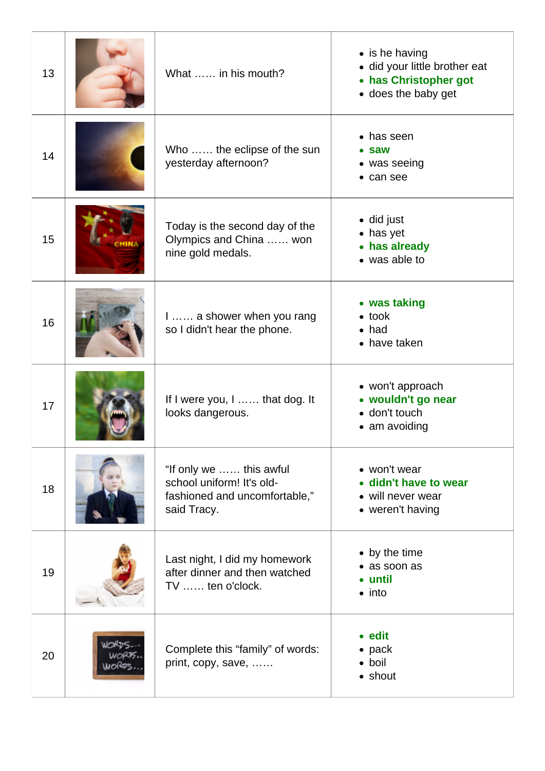| | | | |
|---|---|---|---|
| 13 | | What …… in his mouth? | • is he having<br>• did your little brother eat<br>• **has Christopher got**<br>• does the baby get |
| 14 | | Who …… the eclipse of the sun yesterday afternoon? | • has seen<br>• **saw**<br>• was seeing<br>• can see |
| 15 | | Today is the second day of the Olympics and China …… won nine gold medals. | • did just<br>• has yet<br>• **has already**<br>• was able to |
| 16 | | I …… a shower when you rang so I didn't hear the phone. | • **was taking**<br>• took<br>• had<br>• have taken |
| 17 | | If I were you, I …… that dog. It looks dangerous. | • won't approach<br>• **wouldn't go near**<br>• don't touch<br>• am avoiding |
| 18 | | "If only we …… this awful school uniform! It's old-fashioned and uncomfortable," said Tracy. | • won't wear<br>• **didn't have to wear**<br>• will never wear<br>• weren't having |
| 19 | | Last night, I did my homework after dinner and then watched TV …… ten o'clock. | • by the time<br>• as soon as<br>• **until**<br>• into |
| 20 | | Complete this "family" of words: print, copy, save, …… | • **edit**<br>• pack<br>• boil<br>• shout |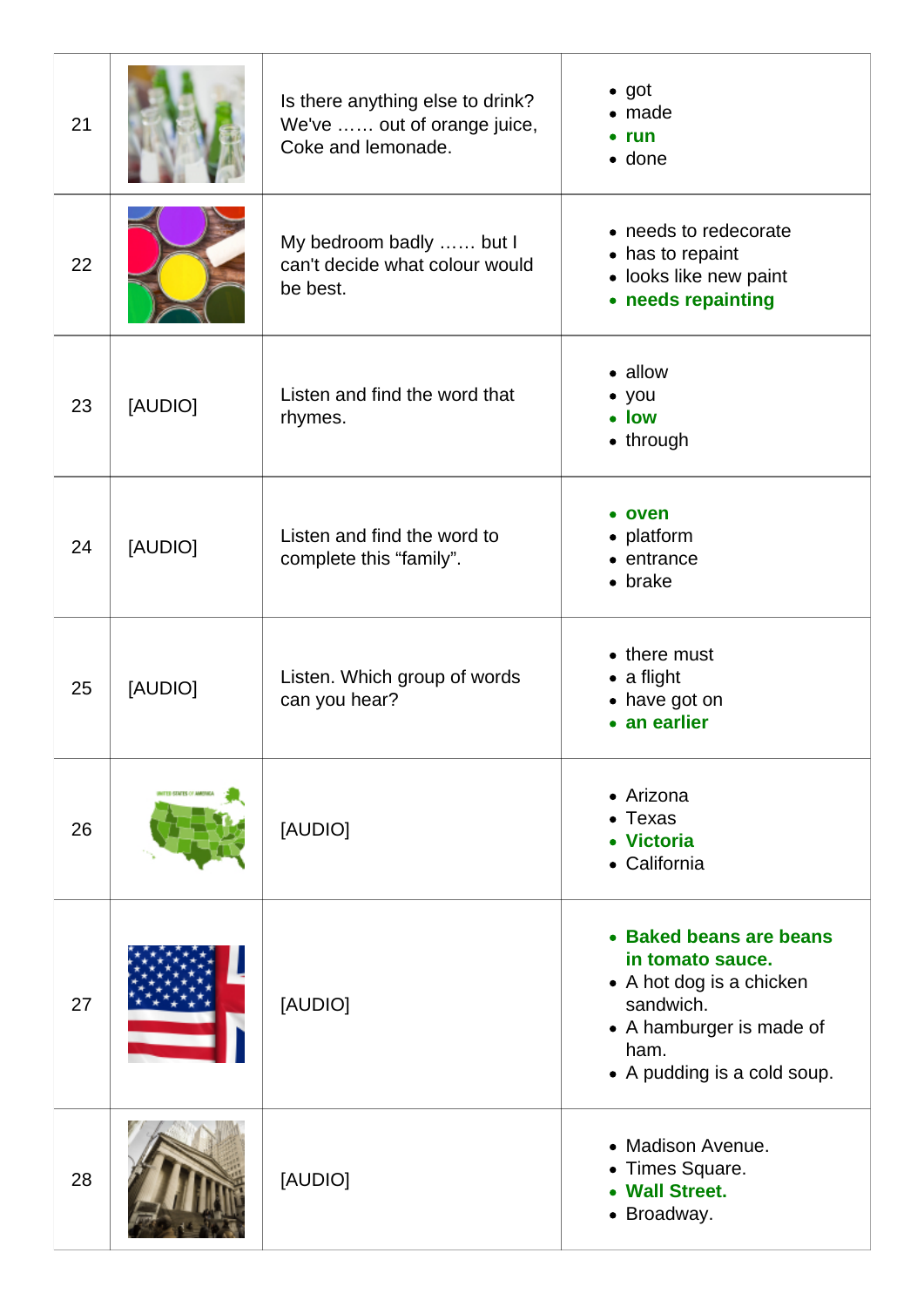| | | | |
|---|---|---|---|
| 21 | | Is there anything else to drink? We've …… out of orange juice, Coke and lemonade. | • got<br>• made<br>• **run**<br>• done |
| 22 | | My bedroom badly …… but I can't decide what colour would be best. | • needs to redecorate<br>• has to repaint<br>• looks like new paint<br>• **needs repainting** |
| 23 | [AUDIO] | Listen and find the word that rhymes. | • allow<br>• you<br>• **low**<br>• through |
| 24 | [AUDIO] | Listen and find the word to complete this "family". | • **oven**<br>• platform<br>• entrance<br>• brake |
| 25 | [AUDIO] | Listen. Which group of words can you hear? | • there must<br>• a flight<br>• have got on<br>• **an earlier** |
| 26 | | [AUDIO] | • Arizona<br>• Texas<br>• **Victoria**<br>• California |
| 27 | | [AUDIO] | • **Baked beans are beans in tomato sauce.**<br>• A hot dog is a chicken sandwich.<br>• A hamburger is made of ham.<br>• A pudding is a cold soup. |
| 28 | | [AUDIO] | • Madison Avenue.<br>• Times Square.<br>• **Wall Street.**<br>• Broadway. |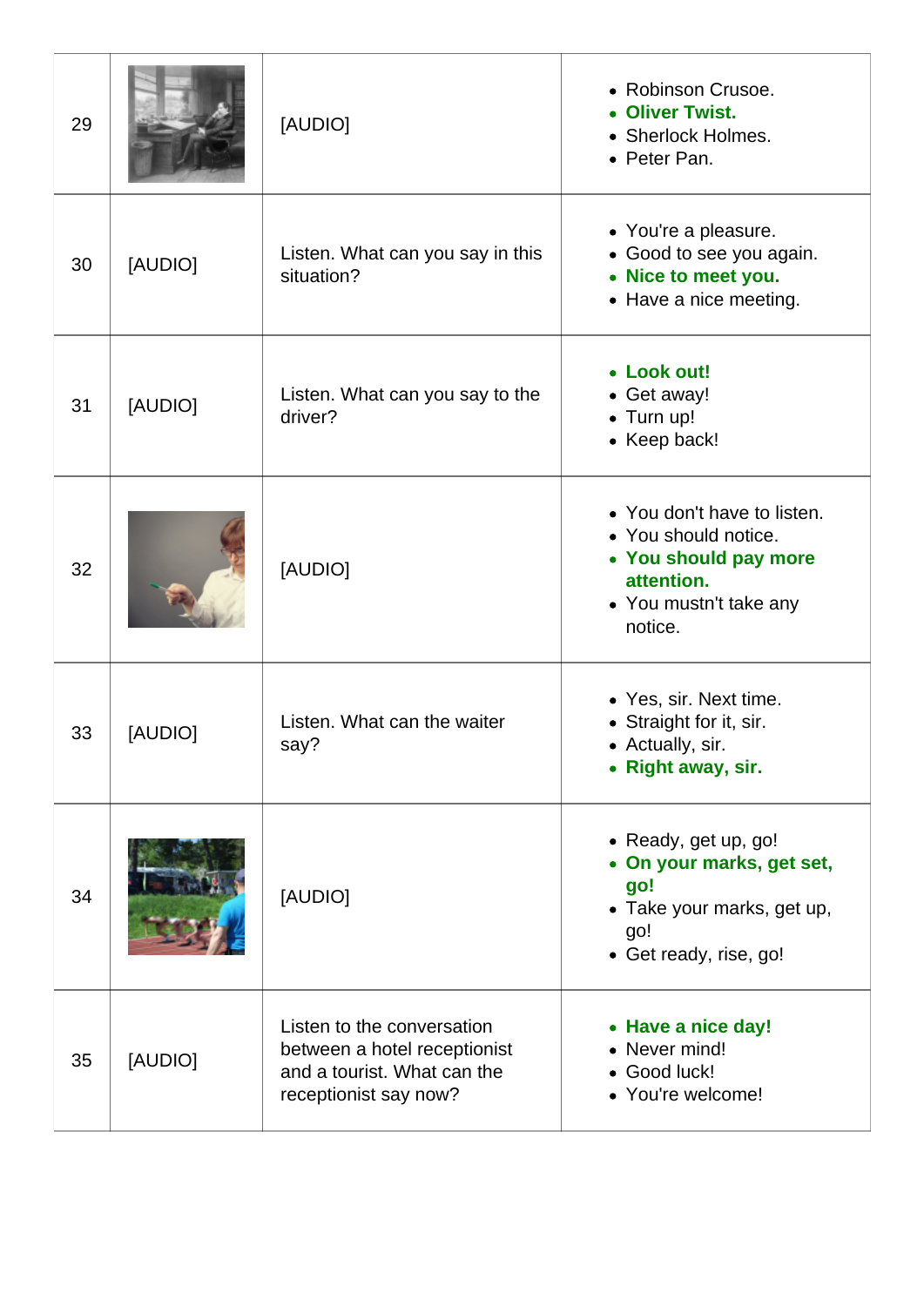| | | | |
|---|---|---|---|
| 29 | | [AUDIO] | • Robinson Crusoe.<br>• **Oliver Twist.**<br>• Sherlock Holmes.<br>• Peter Pan. |
| 30 | [AUDIO] | Listen. What can you say in this situation? | • You're a pleasure.<br>• Good to see you again.<br>• **Nice to meet you.**<br>• Have a nice meeting. |
| 31 | [AUDIO] | Listen. What can you say to the driver? | • **Look out!**<br>• Get away!<br>• Turn up!<br>• Keep back! |
| 32 | | [AUDIO] | • You don't have to listen.<br>• You should notice.<br>• **You should pay more attention.**<br>• You mustn't take any notice. |
| 33 | [AUDIO] | Listen. What can the waiter say? | • Yes, sir. Next time.<br>• Straight for it, sir.<br>• Actually, sir.<br>• **Right away, sir.** |
| 34 | | [AUDIO] | • Ready, get up, go!<br>• **On your marks, get set, go!**<br>• Take your marks, get up, go!<br>• Get ready, rise, go! |
| 35 | [AUDIO] | Listen to the conversation between a hotel receptionist and a tourist. What can the receptionist say now? | • **Have a nice day!**<br>• Never mind!<br>• Good luck!<br>• You're welcome! |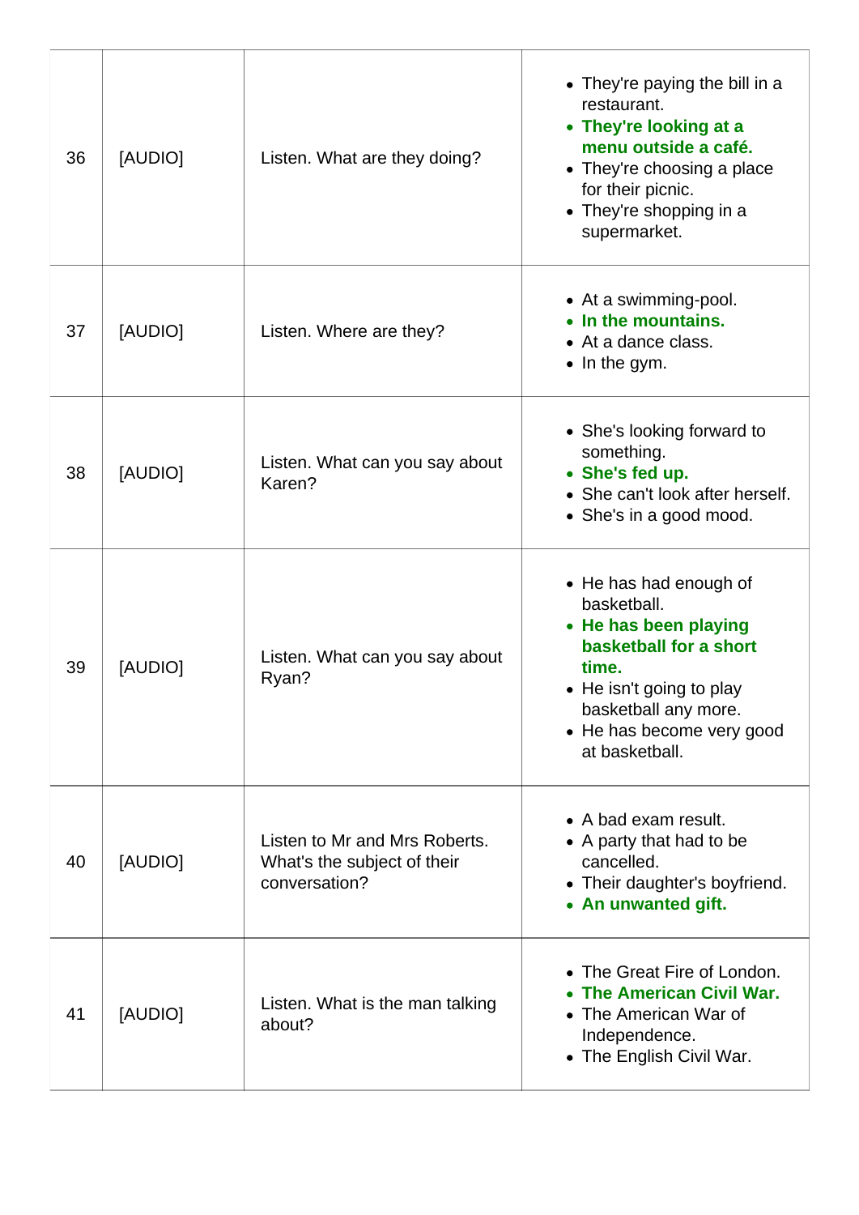| | | | |
|---|---|---|---|
| 36 | [AUDIO] | Listen. What are they doing? | • They're paying the bill in a restaurant.<br>• **They're looking at a menu outside a café.**<br>• They're choosing a place for their picnic.<br>• They're shopping in a supermarket. |
| 37 | [AUDIO] | Listen. Where are they? | • At a swimming-pool.<br>• **In the mountains.**<br>• At a dance class.<br>• In the gym. |
| 38 | [AUDIO] | Listen. What can you say about Karen? | • She's looking forward to something.<br>• **She's fed up.**<br>• She can't look after herself.<br>• She's in a good mood. |
| 39 | [AUDIO] | Listen. What can you say about Ryan? | • He has had enough of basketball.<br>• **He has been playing basketball for a short time.**<br>• He isn't going to play basketball any more.<br>• He has become very good at basketball. |
| 40 | [AUDIO] | Listen to Mr and Mrs Roberts. What's the subject of their conversation? | • A bad exam result.<br>• A party that had to be cancelled.<br>• Their daughter's boyfriend.<br>• **An unwanted gift.** |
| 41 | [AUDIO] | Listen. What is the man talking about? | • The Great Fire of London.<br>• **The American Civil War.**<br>• The American War of Independence.<br>• The English Civil War. |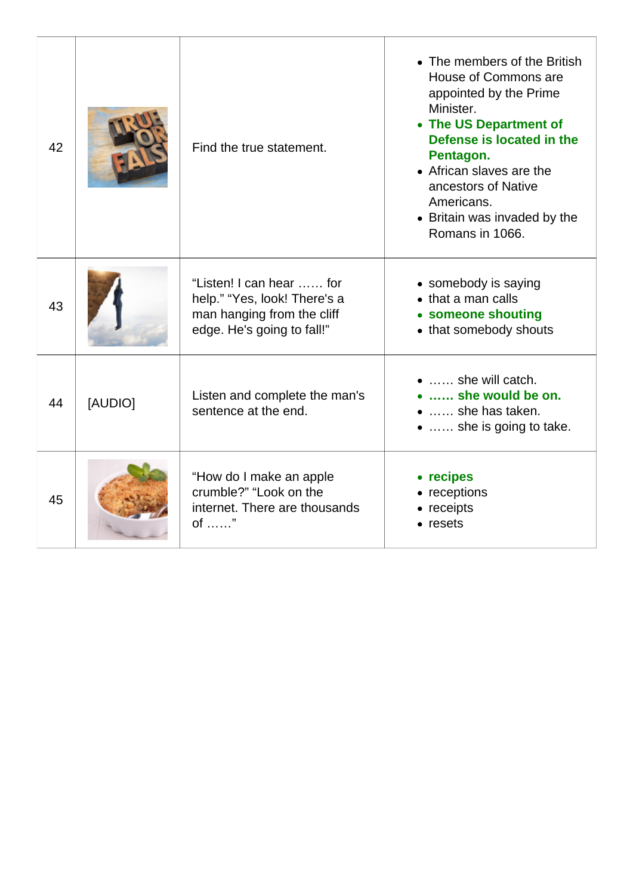| | | | |
|---|---|---|---|
| 42 | | Find the true statement. | • The members of the British House of Commons are appointed by the Prime Minister.<br>• **The US Department of Defense is located in the Pentagon.**<br>• African slaves are the ancestors of Native Americans.<br>• Britain was invaded by the Romans in 1066. |
| 43 | | "Listen! I can hear …… for help." "Yes, look! There's a man hanging from the cliff edge. He's going to fall!" | • somebody is saying<br>• that a man calls<br>• **someone shouting**<br>• that somebody shouts |
| 44 | [AUDIO] | Listen and complete the man's sentence at the end. | • …… she will catch.<br>• **…… she would be on.**<br>• …… she has taken.<br>• …… she is going to take. |
| 45 | | "How do I make an apple crumble?" "Look on the internet. There are thousands of ……" | • **recipes**<br>• receptions<br>• receipts<br>• resets |